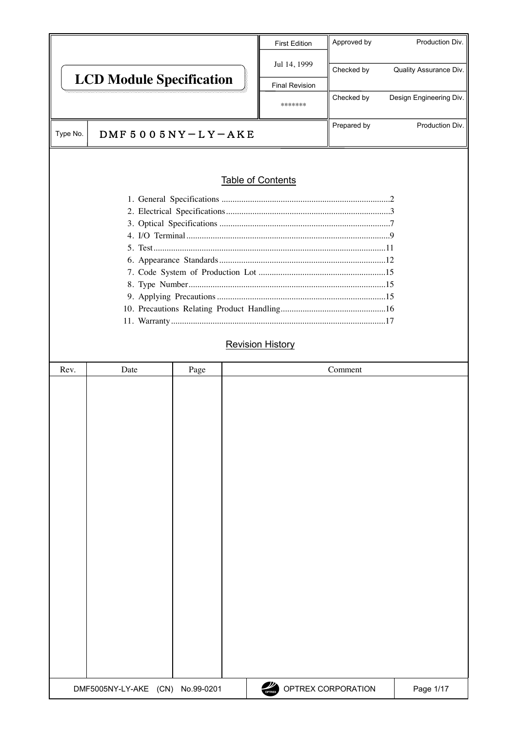# LCD Module Specification

| First Edition | Approved by | Production Div. |
|---|---|---|
| Jul 14, 1999 | Checked by | Quality Assurance Div. |
| Final Revision | | |
| ******* | Checked by | Design Engineering Div. |
| | Prepared by | Production Div. |

Type No. DMF５００５NY－LY－AKE

## Table of Contents

1. General Specifications ............................................................2
2. Electrical Specifications ..........................................................3
3. Optical Specifications .............................................................7
4. I/O Terminal ............................................................................9
5. Test .........................................................................................11
6. Appearance Standards ...........................................................12
7. Code System of Production Lot ..........................................15
8. Type Number .........................................................................15
9. Applying Precautions ............................................................15
10. Precautions Relating Product Handling................................16
11. Warranty ................................................................................17

## Revision History

| Rev. | Date | Page | Comment |
|---|---|---|---|
| | | | |

DMF5005NY-LY-AKE (CN) No.99-0201

OPTREX CORPORATION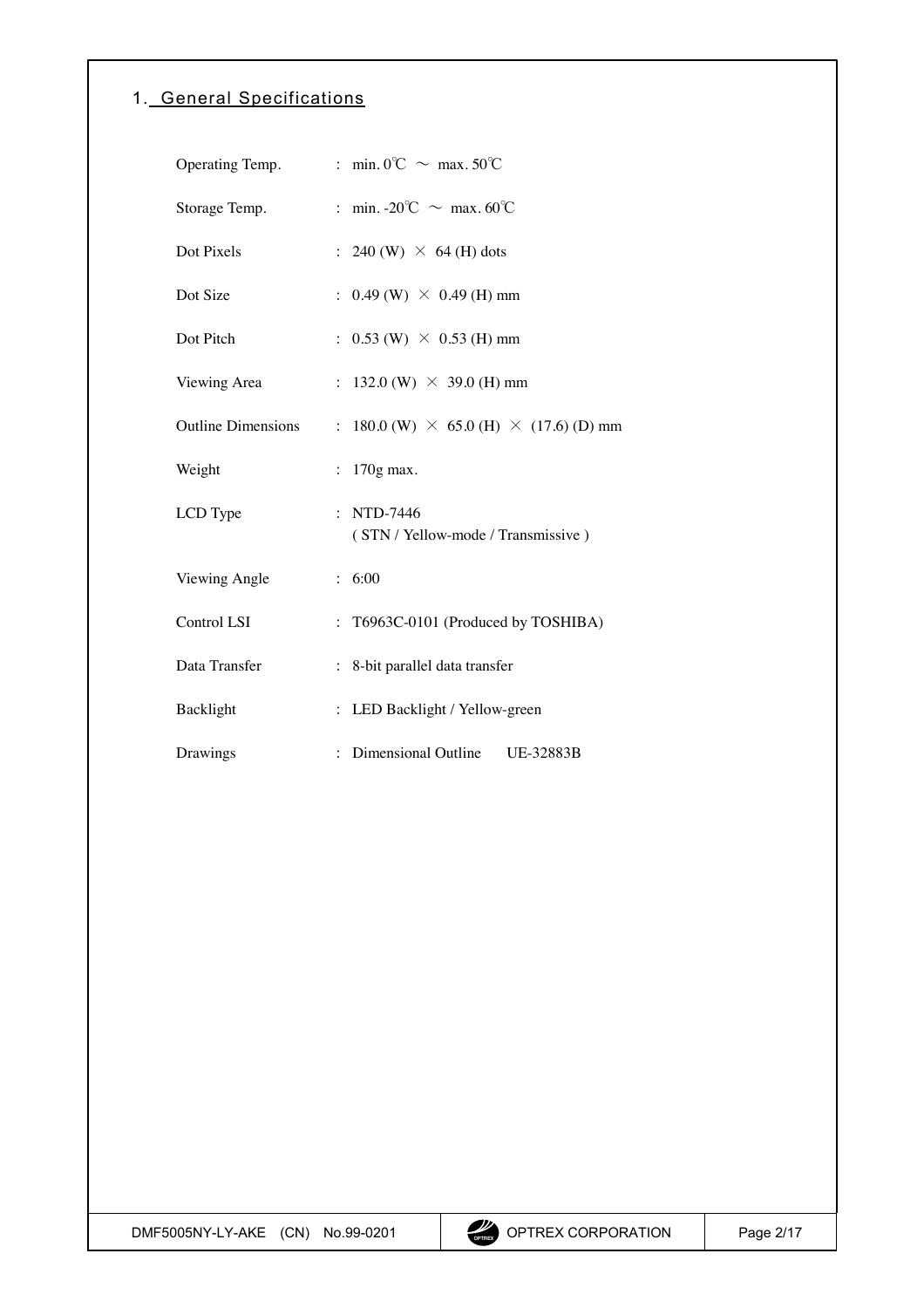# 1. General Specifications

| | |
|---|---|
| Operating Temp. | : min. 0℃ ～ max. 50℃ |
| Storage Temp. | : min. -20℃ ～ max. 60℃ |
| Dot Pixels | : 240 (W) × 64 (H) dots |
| Dot Size | : 0.49 (W) × 0.49 (H) mm |
| Dot Pitch | : 0.53 (W) × 0.53 (H) mm |
| Viewing Area | : 132.0 (W) × 39.0 (H) mm |
| Outline Dimensions | : 180.0 (W) × 65.0 (H) × (17.6) (D) mm |
| Weight | : 170g max. |
| LCD Type | : NTD-7446<br>( STN / Yellow-mode / Transmissive ) |
| Viewing Angle | : 6:00 |
| Control LSI | : T6963C-0101 (Produced by TOSHIBA) |
| Data Transfer | : 8-bit parallel data transfer |
| Backlight | : LED Backlight / Yellow-green |
| Drawings | : Dimensional Outline UE-32883B |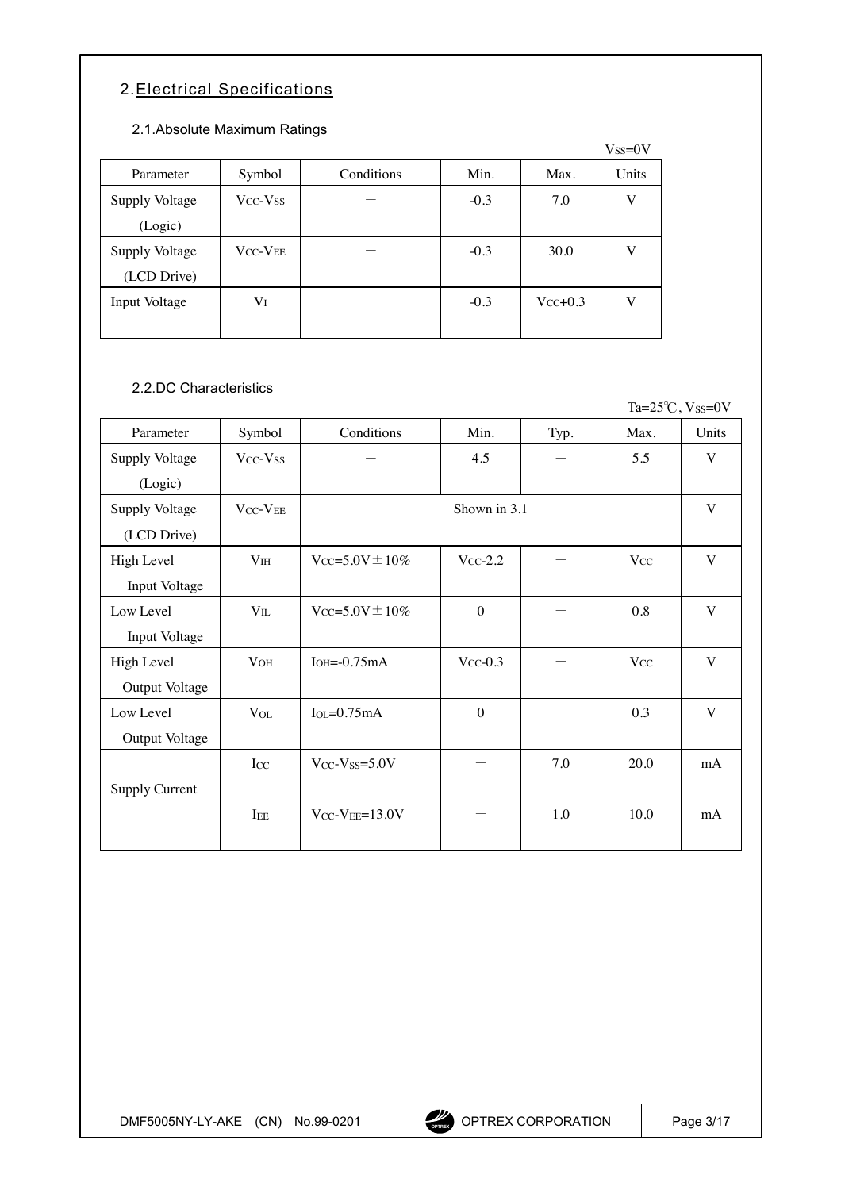## 2. Electrical Specifications

### 2.1. Absolute Maximum Ratings

$V_{SS}$=0V

| Parameter | Symbol | Conditions | Min. | Max. | Units |
|---|---|---|---|---|---|
| Supply Voltage (Logic) | $V_{CC}$-$V_{SS}$ | － | -0.3 | 7.0 | V |
| Supply Voltage (LCD Drive) | $V_{CC}$-$V_{EE}$ | － | -0.3 | 30.0 | V |
| Input Voltage | $V_I$ | － | -0.3 | $V_{CC}$+0.3 | V |

### 2.2. DC Characteristics

Ta=25℃, $V_{SS}$=0V

| Parameter | Symbol | Conditions | Min. | Typ. | Max. | Units |
|---|---|---|---|---|---|---|
| Supply Voltage (Logic) | $V_{CC}$-$V_{SS}$ | － | 4.5 | － | 5.5 | V |
| Supply Voltage (LCD Drive) | $V_{CC}$-$V_{EE}$ | Shown in 3.1 | | | | V |
| High Level Input Voltage | $V_{IH}$ | $V_{CC}$=5.0V±10% | $V_{CC}$-2.2 | － | $V_{CC}$ | V |
| Low Level Input Voltage | $V_{IL}$ | $V_{CC}$=5.0V±10% | 0 | － | 0.8 | V |
| High Level Output Voltage | $V_{OH}$ | $I_{OH}$=-0.75mA | $V_{CC}$-0.3 | － | $V_{CC}$ | V |
| Low Level Output Voltage | $V_{OL}$ | $I_{OL}$=0.75mA | 0 | － | 0.3 | V |
| Supply Current | $I_{CC}$ | $V_{CC}$-$V_{SS}$=5.0V | － | 7.0 | 20.0 | mA |
| | $I_{EE}$ | $V_{CC}$-$V_{EE}$=13.0V | － | 1.0 | 10.0 | mA |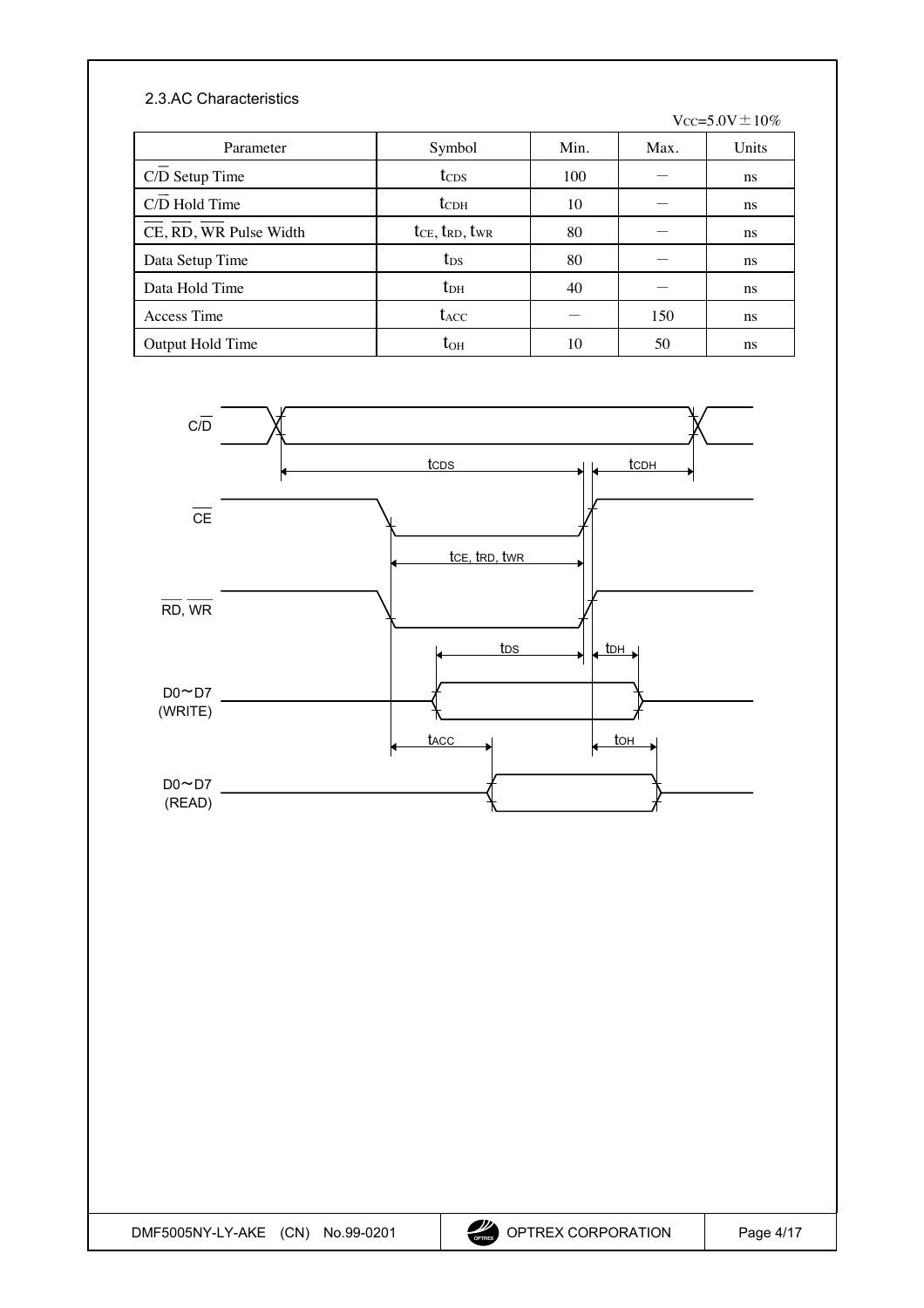## 2.3.AC Characteristics

Vcc=5.0V±10%

| Parameter | Symbol | Min. | Max. | Units |
|---|---|---|---|---|
| C/$\overline{D}$ Setup Time | $t_{CDS}$ | 100 | — | ns |
| C/$\overline{D}$ Hold Time | $t_{CDH}$ | 10 | — | ns |
| $\overline{CE}$, $\overline{RD}$, $\overline{WR}$ Pulse Width | $t_{CE}$, $t_{RD}$, $t_{WR}$ | 80 | — | ns |
| Data Setup Time | $t_{DS}$ | 80 | — | ns |
| Data Hold Time | $t_{DH}$ | 40 | — | ns |
| Access Time | $t_{ACC}$ | — | 150 | ns |
| Output Hold Time | $t_{OH}$ | 10 | 50 | ns |

C/$\overline{D}$

$t_{CDS}$ $t_{CDH}$

$\overline{CE}$

$t_{CE}$, $t_{RD}$, $t_{WR}$

$\overline{RD}$, $\overline{WR}$

$t_{DS}$ $t_{DH}$

D0～D7 (WRITE)

$t_{ACC}$ $t_{OH}$

D0～D7 (READ)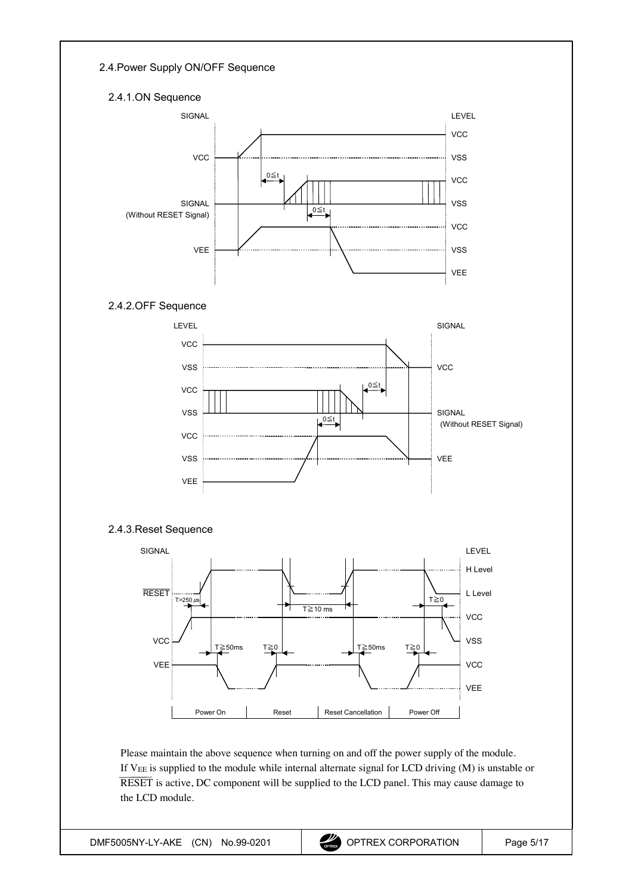## 2.4.Power Supply ON/OFF Sequence

### 2.4.1.ON Sequence

### 2.4.2.OFF Sequence

### 2.4.3.Reset Sequence

Please maintain the above sequence when turning on and off the power supply of the module. If $V_{EE}$ is supplied to the module while internal alternate signal for LCD driving (M) is unstable or $\overline{\text{RESET}}$ is active, DC component will be supplied to the LCD panel. This may cause damage to the LCD module.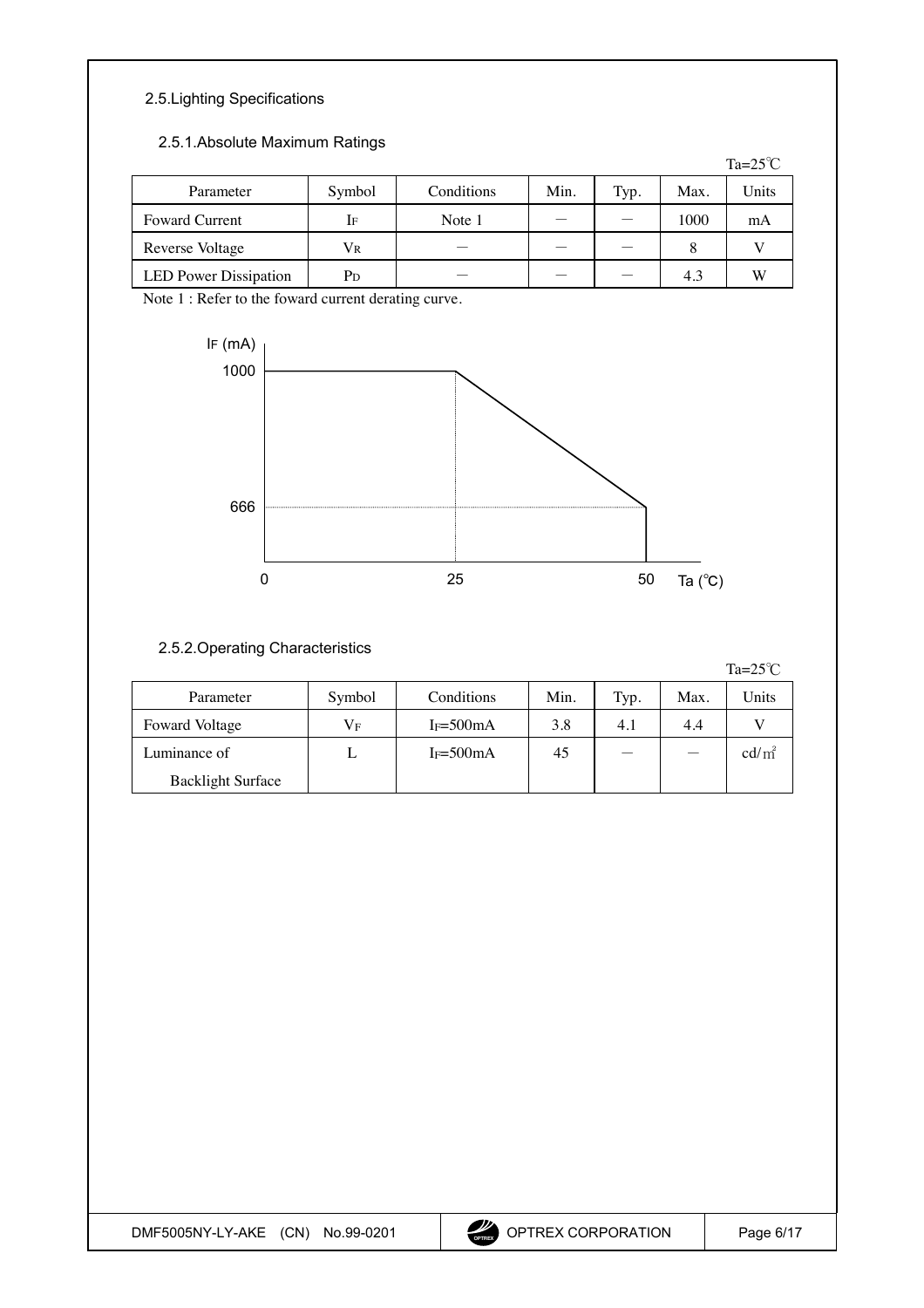## 2.5.Lighting Specifications

### 2.5.1.Absolute Maximum Ratings

Ta=25℃

| Parameter | Symbol | Conditions | Min. | Typ. | Max. | Units |
|---|---|---|---|---|---|---|
| Foward Current | $I_F$ | Note 1 | － | － | 1000 | mA |
| Reverse Voltage | $V_R$ | － | － | － | 8 | V |
| LED Power Dissipation | $P_D$ | － | － | － | 4.3 | W |

Note 1 : Refer to the foward current derating curve.

IF (mA)

1000

666

0 25 50 Ta (℃)

### 2.5.2.Operating Characteristics

Ta=25℃

| Parameter | Symbol | Conditions | Min. | Typ. | Max. | Units |
|---|---|---|---|---|---|---|
| Foward Voltage | $V_F$ | $I_F$=500mA | 3.8 | 4.1 | 4.4 | V |
| Luminance of Backlight Surface | L | $I_F$=500mA | 45 | － | － | cd/㎡ |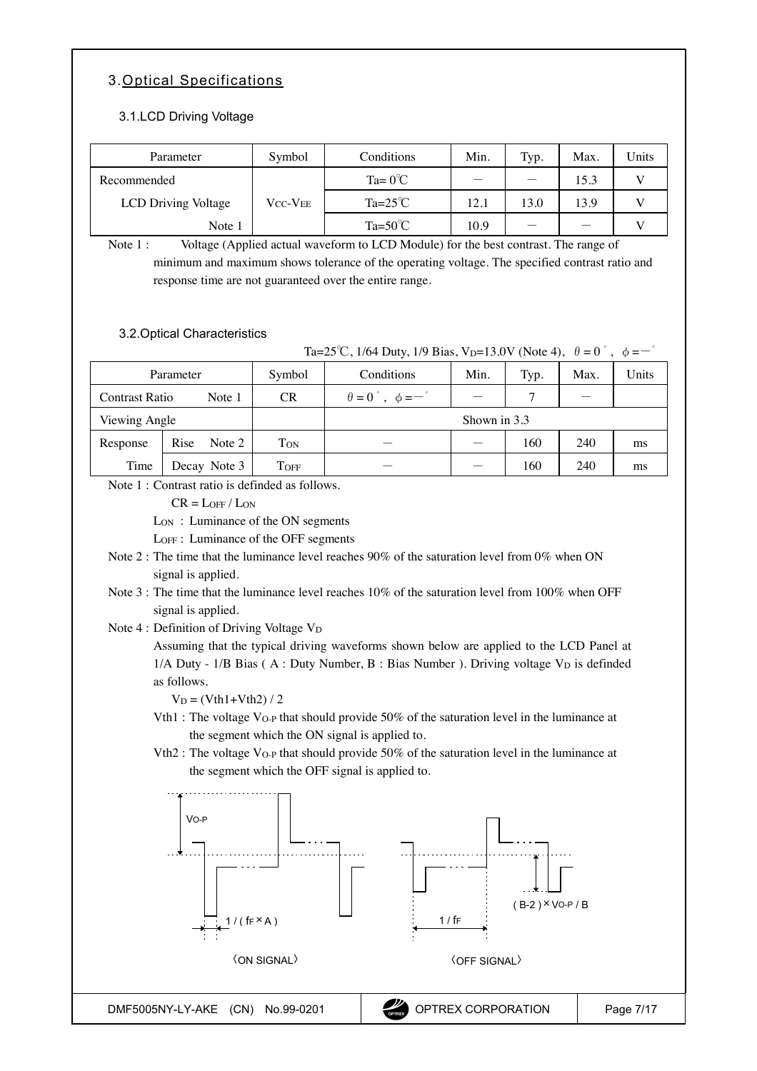## 3. Optical Specifications

### 3.1. LCD Driving Voltage

| Parameter | Symbol | Conditions | Min. | Typ. | Max. | Units |
|---|---|---|---|---|---|---|
| Recommended |  | Ta= 0℃ | — | — | 15.3 | V |
| LCD Driving Voltage | $V_{CC}$-$V_{EE}$ | Ta=25℃ | 12.1 | 13.0 | 13.9 | V |
| Note 1 |  | Ta=50℃ | 10.9 | — | — | V |

Note 1 : Voltage (Applied actual waveform to LCD Module) for the best contrast. The range of minimum and maximum shows tolerance of the operating voltage. The specified contrast ratio and response time are not guaranteed over the entire range.

### 3.2. Optical Characteristics

Ta=25℃, 1/64 Duty, 1/9 Bias, $V_D$=13.0V (Note 4), $\theta = 0°$, $\phi = -°$

| Parameter | | Symbol | Conditions | Min. | Typ. | Max. | Units |
|---|---|---|---|---|---|---|---|
| Contrast Ratio | Note 1 | CR | $\theta = 0°$, $\phi = -°$ | — | 7 | — | |
| Viewing Angle | | | Shown in 3.3 | | | | |
| Response | Rise Note 2 | $T_{ON}$ | — | — | 160 | 240 | ms |
| Time | Decay Note 3 | $T_{OFF}$ | — | — | 160 | 240 | ms |

Note 1 : Contrast ratio is definded as follows.

$CR = L_{OFF} / L_{ON}$

$L_{ON}$ : Luminance of the ON segments

$L_{OFF}$ : Luminance of the OFF segments

Note 2 : The time that the luminance level reaches 90% of the saturation level from 0% when ON signal is applied.

Note 3 : The time that the luminance level reaches 10% of the saturation level from 100% when OFF signal is applied.

Note 4 : Definition of Driving Voltage $V_D$

Assuming that the typical driving waveforms shown below are applied to the LCD Panel at 1/A Duty - 1/B Bias ( A : Duty Number, B : Bias Number ). Driving voltage $V_D$ is definded as follows.

$V_D = (Vth1+Vth2) / 2$

Vth1 : The voltage $V_{O\text{-}P}$ that should provide 50% of the saturation level in the luminance at the segment which the ON signal is applied to.

Vth2 : The voltage $V_{O\text{-}P}$ that should provide 50% of the saturation level in the luminance at the segment which the OFF signal is applied to.

$V_{O\text{-}P}$

$1 / (f_F \times A)$

〈ON SIGNAL〉

$(B-2) \times V_{O\text{-}P} / B$

$1 / f_F$

〈OFF SIGNAL〉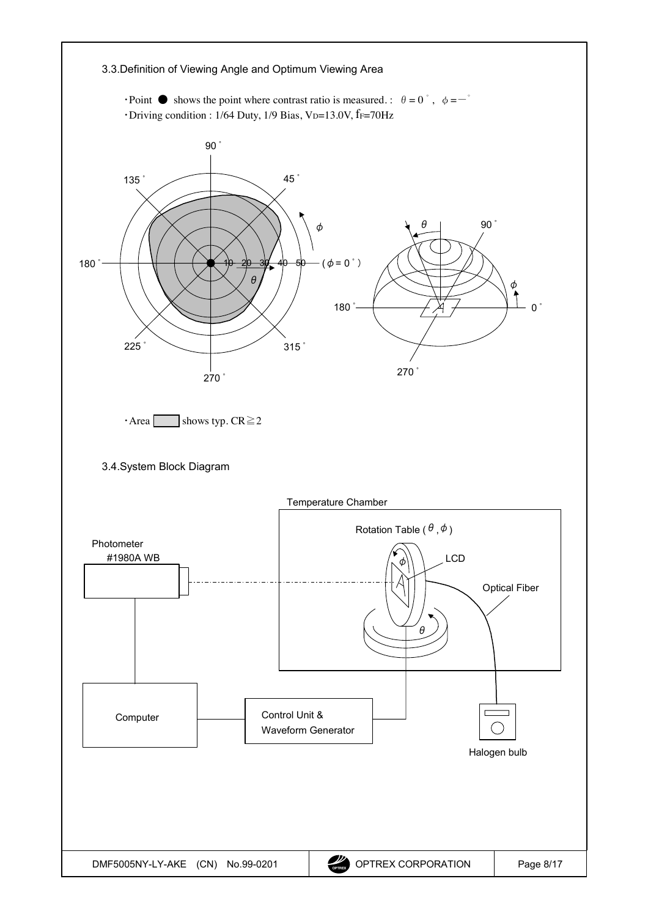## 3.3.Definition of Viewing Angle and Optimum Viewing Area

- Point ● shows the point where contrast ratio is measured. : $\theta = 0^\circ$, $\phi = -^\circ$
- Driving condition : 1/64 Duty, 1/9 Bias, $V_D$=13.0V, $f_F$=70Hz

- Area ▭ shows typ. CR≧2

## 3.4.System Block Diagram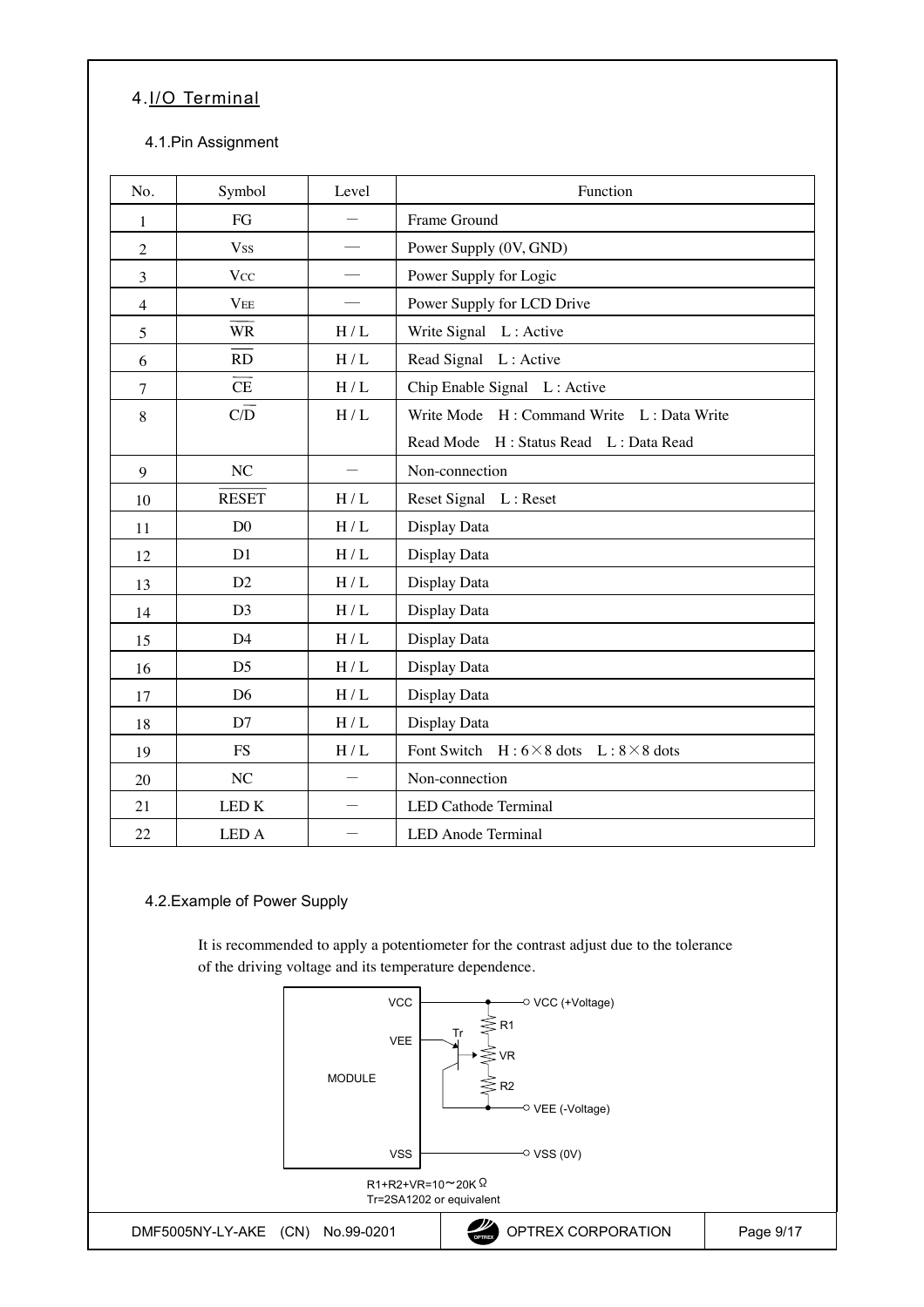## 4. I/O Terminal

### 4.1. Pin Assignment

| No. | Symbol | Level | Function |
|---|---|---|---|
| 1 | FG | — | Frame Ground |
| 2 | Vss | — | Power Supply (0V, GND) |
| 3 | Vcc | — | Power Supply for Logic |
| 4 | VEE | — | Power Supply for LCD Drive |
| 5 | $\overline{WR}$ | H / L | Write Signal　L : Active |
| 6 | $\overline{RD}$ | H / L | Read Signal　L : Active |
| 7 | $\overline{CE}$ | H / L | Chip Enable Signal　L : Active |
| 8 | C/$\overline{D}$ | H / L | Write Mode　H : Command Write　L : Data Write<br>Read Mode　H : Status Read　L : Data Read |
| 9 | NC | — | Non-connection |
| 10 | $\overline{RESET}$ | H / L | Reset Signal　L : Reset |
| 11 | D0 | H / L | Display Data |
| 12 | D1 | H / L | Display Data |
| 13 | D2 | H / L | Display Data |
| 14 | D3 | H / L | Display Data |
| 15 | D4 | H / L | Display Data |
| 16 | D5 | H / L | Display Data |
| 17 | D6 | H / L | Display Data |
| 18 | D7 | H / L | Display Data |
| 19 | FS | H / L | Font Switch　H : 6×8 dots　L : 8×8 dots |
| 20 | NC | — | Non-connection |
| 21 | LED K | — | LED Cathode Terminal |
| 22 | LED A | — | LED Anode Terminal |

### 4.2. Example of Power Supply

It is recommended to apply a potentiometer for the contrast adjust due to the tolerance of the driving voltage and its temperature dependence.

MODULE: VCC — VCC (+Voltage); VEE — Tr — R1 / VR / R2 — VEE (-Voltage); VSS — VSS (0V)

R1+R2+VR=10～20KΩ
Tr=2SA1202 or equivalent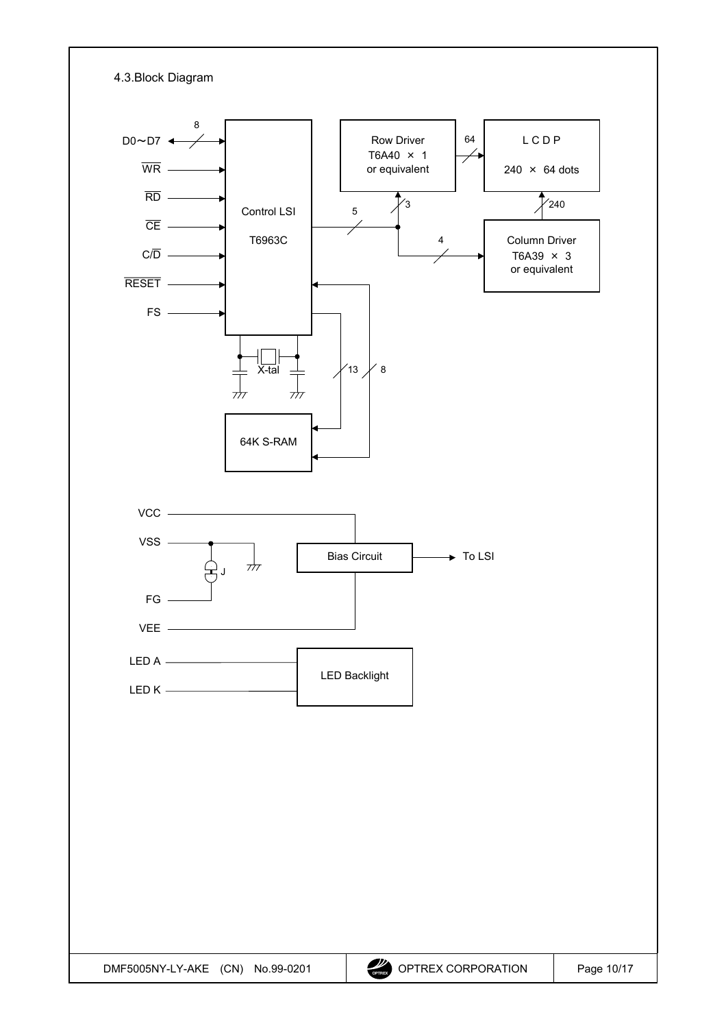## 4.3.Block Diagram

D0～D7

WR

RD

CE

C/D

RESET

FS

8

Control LSI

T6963C

X-tal

64K S-RAM

13

8

5

3

4

Row Driver

T6A40 × 1

or equivalent

64

L C D P

240 × 64 dots

240

Column Driver

T6A39 × 3

or equivalent

VCC

VSS

J

FG

VEE

Bias Circuit

To LSI

LED A

LED K

LED Backlight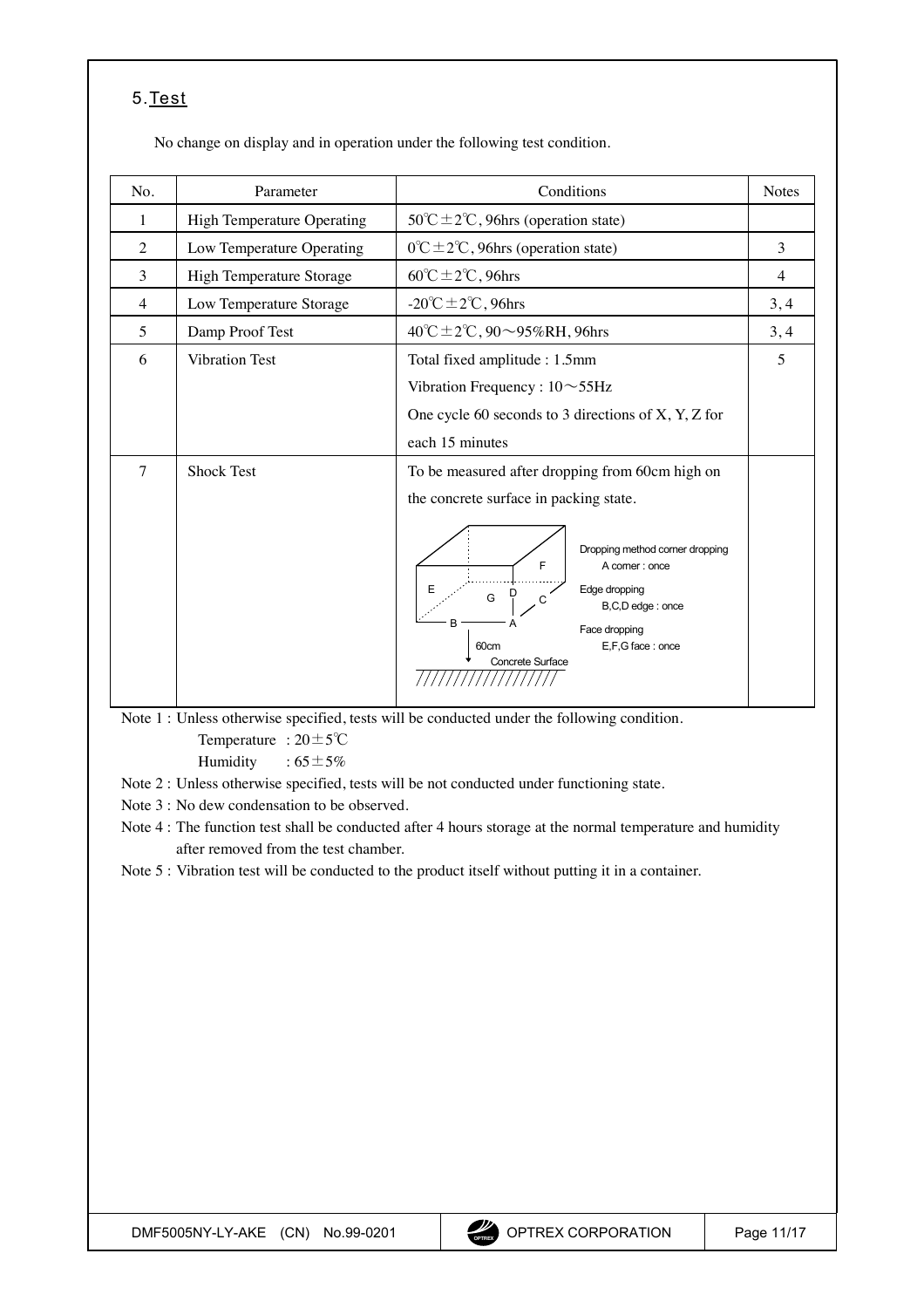## 5. Test

No change on display and in operation under the following test condition.

| No. | Parameter | Conditions | Notes |
|---|---|---|---|
| 1 | High Temperature Operating | 50℃±2℃, 96hrs (operation state) | |
| 2 | Low Temperature Operating | 0℃±2℃, 96hrs (operation state) | 3 |
| 3 | High Temperature Storage | 60℃±2℃, 96hrs | 4 |
| 4 | Low Temperature Storage | -20℃±2℃, 96hrs | 3, 4 |
| 5 | Damp Proof Test | 40℃±2℃, 90～95%RH, 96hrs | 3, 4 |
| 6 | Vibration Test | Total fixed amplitude : 1.5mm<br>Vibration Frequency : 10～55Hz<br>One cycle 60 seconds to 3 directions of X, Y, Z for each 15 minutes | 5 |
| 7 | Shock Test | To be measured after dropping from 60cm high on the concrete surface in packing state.<br>Dropping method corner dropping<br>A corner : once<br>Edge dropping<br>B,C,D edge : once<br>Face dropping<br>E,F,G face : once<br>60cm<br>Concrete Surface | |

Note 1 : Unless otherwise specified, tests will be conducted under the following condition.
Temperature : 20±5℃
Humidity : 65±5%

Note 2 : Unless otherwise specified, tests will be not conducted under functioning state.

Note 3 : No dew condensation to be observed.

Note 4 : The function test shall be conducted after 4 hours storage at the normal temperature and humidity after removed from the test chamber.

Note 5 : Vibration test will be conducted to the product itself without putting it in a container.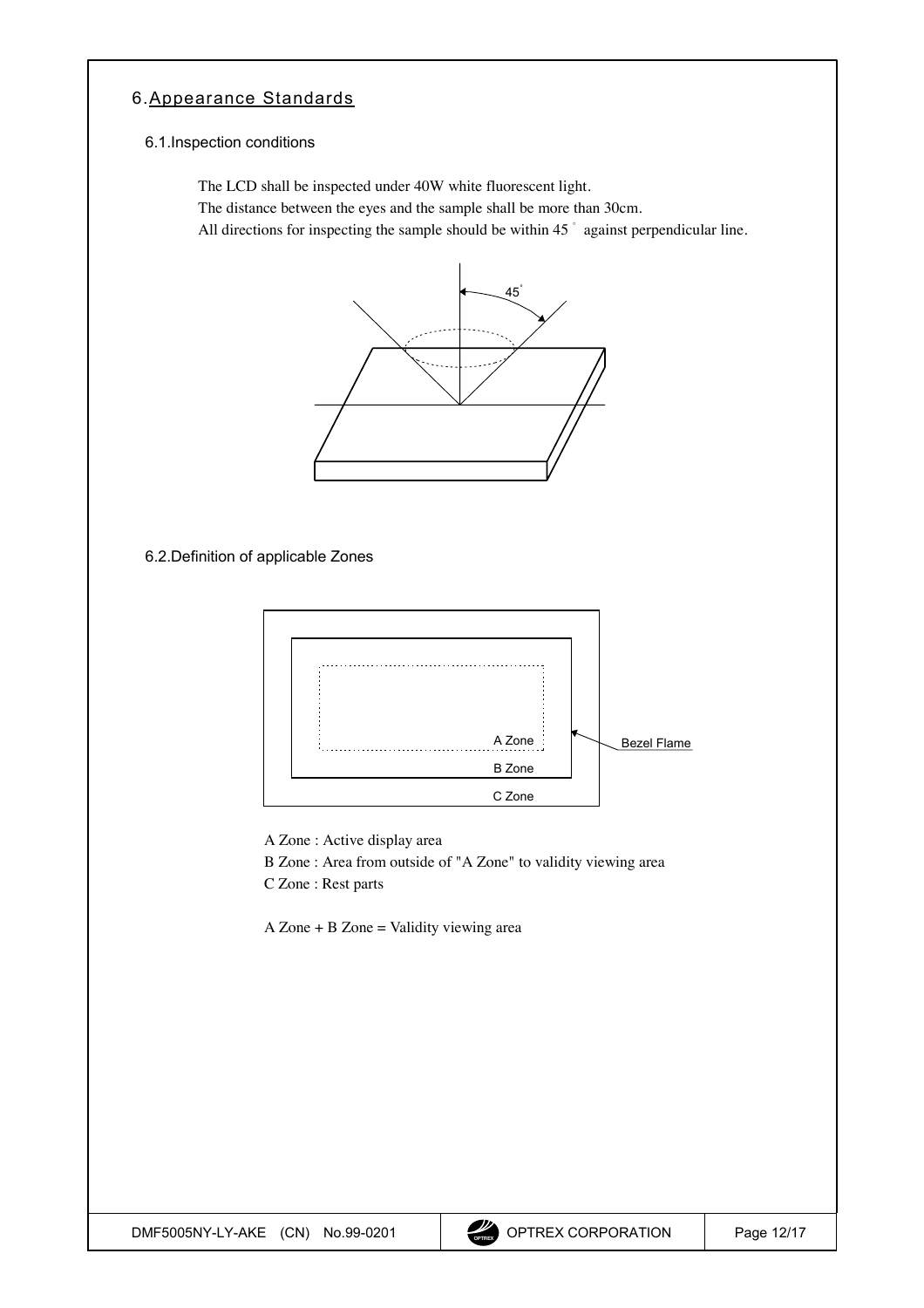# 6. Appearance Standards

## 6.1. Inspection conditions

The LCD shall be inspected under 40W white fluorescent light.
The distance between the eyes and the sample shall be more than 30cm.
All directions for inspecting the sample should be within 45° against perpendicular line.

## 6.2. Definition of applicable Zones

A Zone : Active display area
B Zone : Area from outside of "A Zone" to validity viewing area
C Zone : Rest parts

A Zone + B Zone = Validity viewing area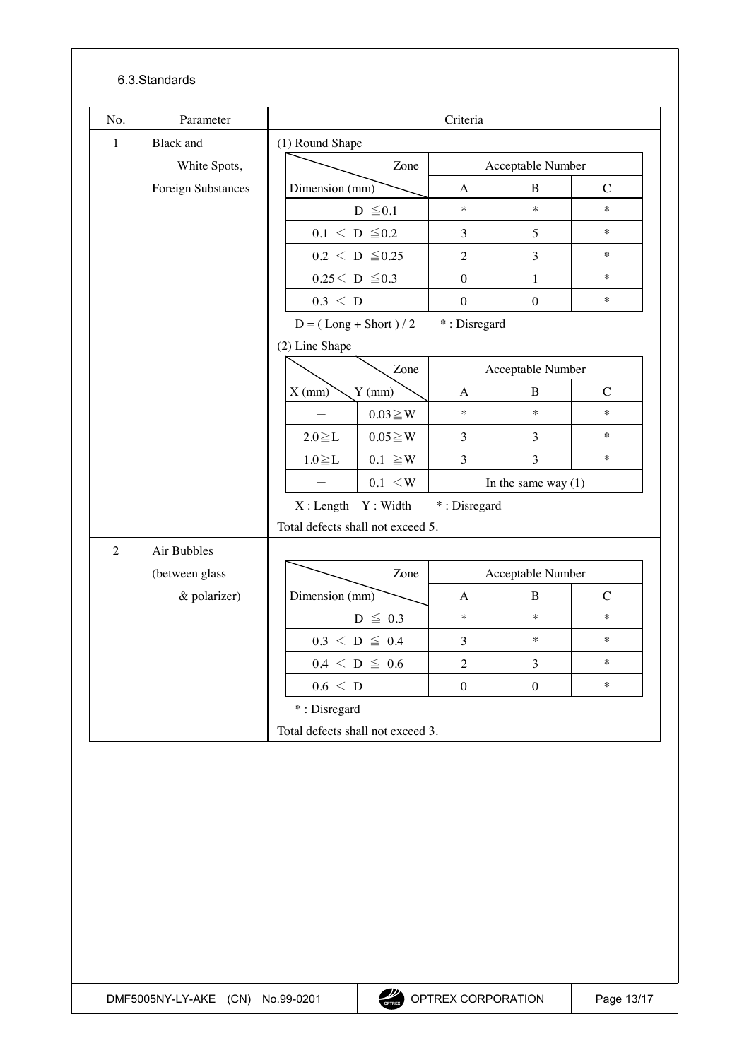### 6.3.Standards

| No. | Parameter | Criteria |
|---|---|---|
| 1 | Black and White Spots, Foreign Substances | (1) Round Shape (see table below); (2) Line Shape (see table below). Total defects shall not exceed 5. |
| 2 | Air Bubbles (between glass & polarizer) | See table below. Total defects shall not exceed 3. |

**1. Black and White Spots, Foreign Substances**

(1) Round Shape

| Zone / Dimension (mm) | Acceptable Number A | Acceptable Number B | Acceptable Number C |
|---|---|---|---|
| D ≦0.1 | * | * | * |
| 0.1 < D ≦0.2 | 3 | 5 | * |
| 0.2 < D ≦0.25 | 2 | 3 | * |
| 0.25< D ≦0.3 | 0 | 1 | * |
| 0.3 < D | 0 | 0 | * |

D = ( Long + Short ) / 2 &nbsp;&nbsp;&nbsp; * : Disregard

(2) Line Shape

| X (mm) | Y (mm) | Acceptable Number A | Acceptable Number B | Acceptable Number C |
|---|---|---|---|---|
| — | 0.03≧W | * | * | * |
| 2.0≧L | 0.05≧W | 3 | 3 | * |
| 1.0≧L | 0.1 ≧W | 3 | 3 | * |
| — | 0.1 <W | In the same way (1) | | |

X : Length &nbsp;&nbsp; Y : Width &nbsp;&nbsp;&nbsp; * : Disregard

Total defects shall not exceed 5.

**2. Air Bubbles (between glass & polarizer)**

| Zone / Dimension (mm) | Acceptable Number A | Acceptable Number B | Acceptable Number C |
|---|---|---|---|
| D ≦ 0.3 | * | * | * |
| 0.3 < D ≦ 0.4 | 3 | * | * |
| 0.4 < D ≦ 0.6 | 2 | 3 | * |
| 0.6 < D | 0 | 0 | * |

* : Disregard

Total defects shall not exceed 3.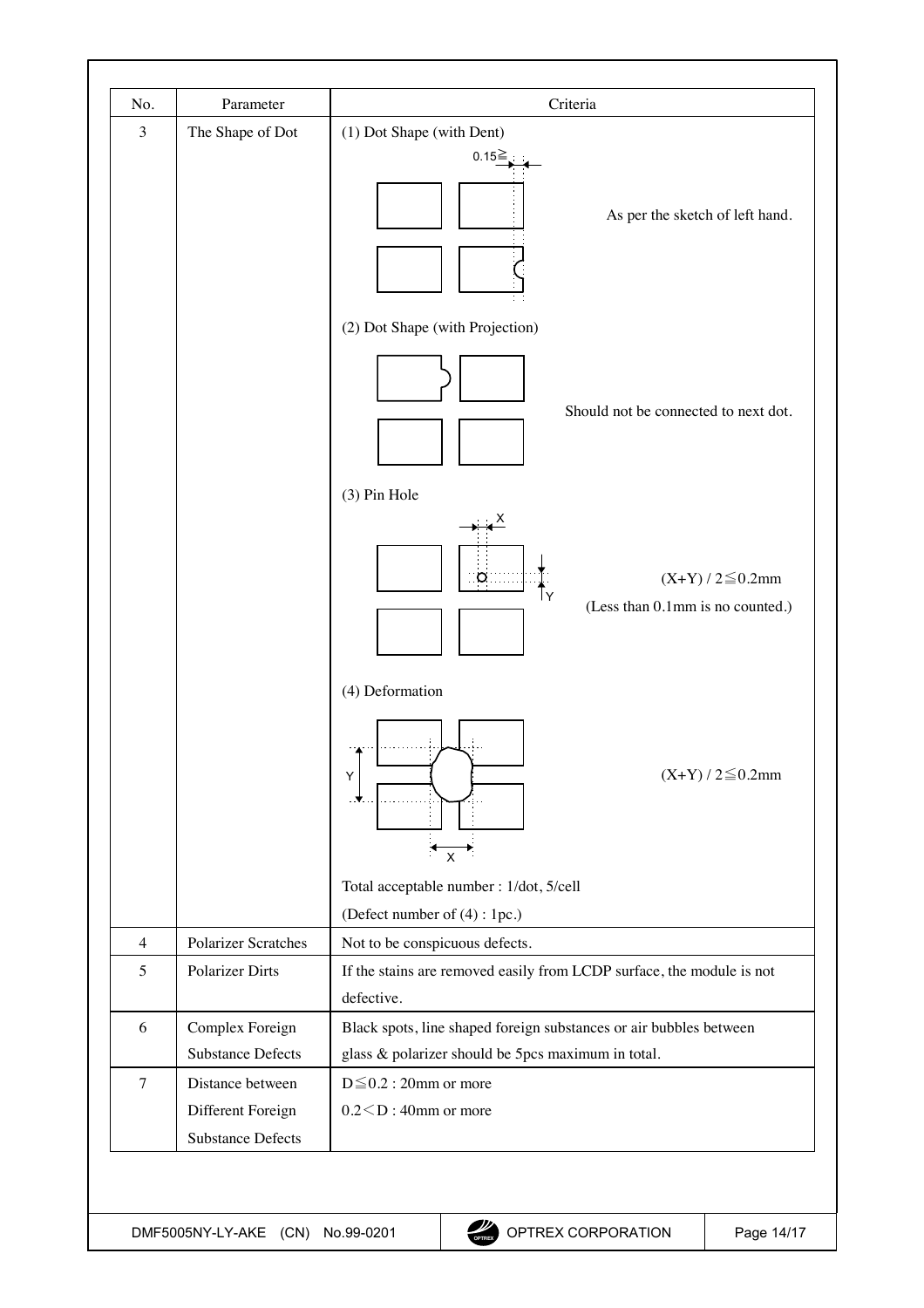| No. | Parameter | Criteria |
|---|---|---|
| 3 | The Shape of Dot | (1) Dot Shape (with Dent)<br>0.15≧<br>As per the sketch of left hand.<br><br>(2) Dot Shape (with Projection)<br>Should not be connected to next dot.<br><br>(3) Pin Hole<br>X<br>Y<br>(X+Y) / 2≦0.2mm<br>(Less than 0.1mm is no counted.)<br><br>(4) Deformation<br>Y<br>X<br>(X+Y) / 2≦0.2mm<br><br>Total acceptable number : 1/dot, 5/cell<br>(Defect number of (4) : 1pc.) |
| 4 | Polarizer Scratches | Not to be conspicuous defects. |
| 5 | Polarizer Dirts | If the stains are removed easily from LCDP surface, the module is not defective. |
| 6 | Complex Foreign Substance Defects | Black spots, line shaped foreign substances or air bubbles between glass & polarizer should be 5pcs maximum in total. |
| 7 | Distance between Different Foreign Substance Defects | D≦0.2 : 20mm or more<br>0.2＜D : 40mm or more |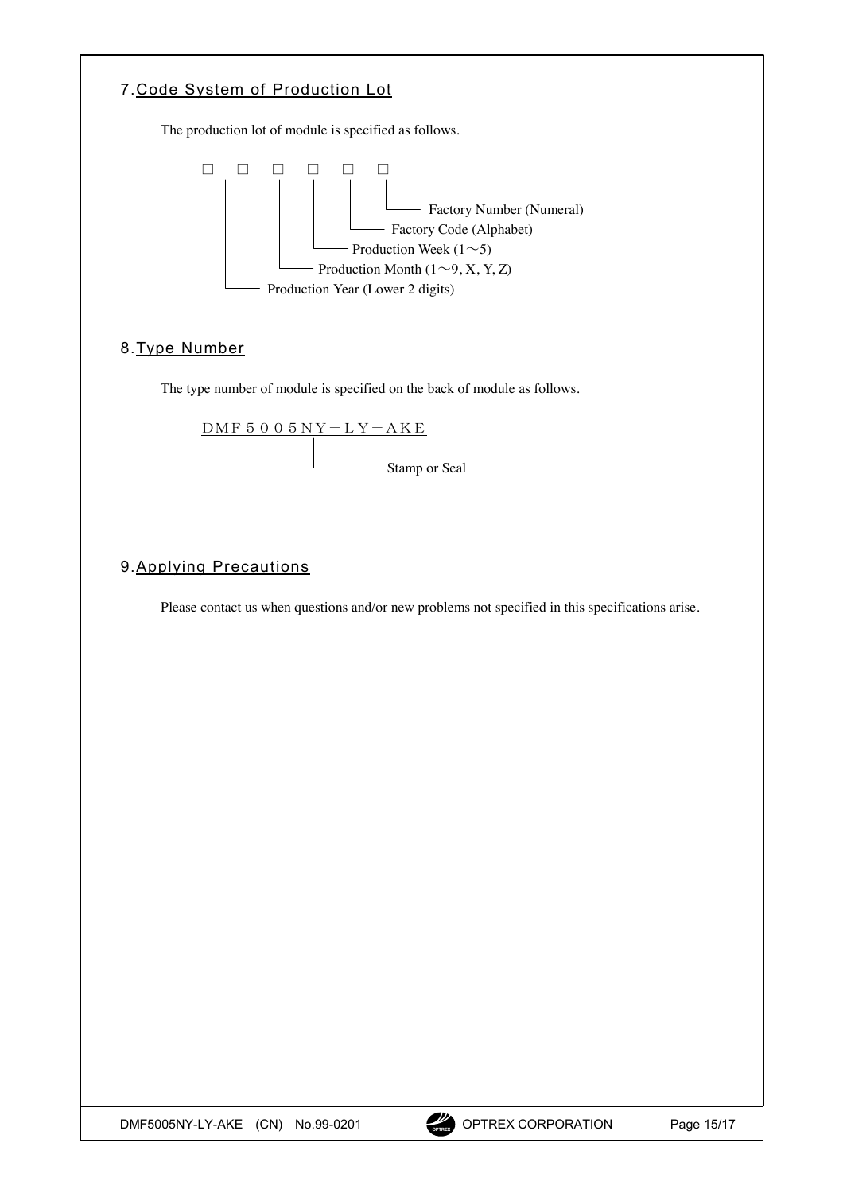## 7. Code System of Production Lot

The production lot of module is specified as follows.

```
□ □  □  □  □  □
│ │  │  │  │  └── Factory Number (Numeral)
│ │  │  │  └───── Factory Code (Alphabet)
│ │  │  └──────── Production Week (1～5)
│ │  └─────────── Production Month (1～9, X, Y, Z)
└─┴────────────── Production Year (Lower 2 digits)
```

## 8. Type Number

The type number of module is specified on the back of module as follows.

ＤＭＦ５００５ＮＹ－ＬＹ－ＡＫＥ

└── Stamp or Seal

## 9. Applying Precautions

Please contact us when questions and/or new problems not specified in this specifications arise.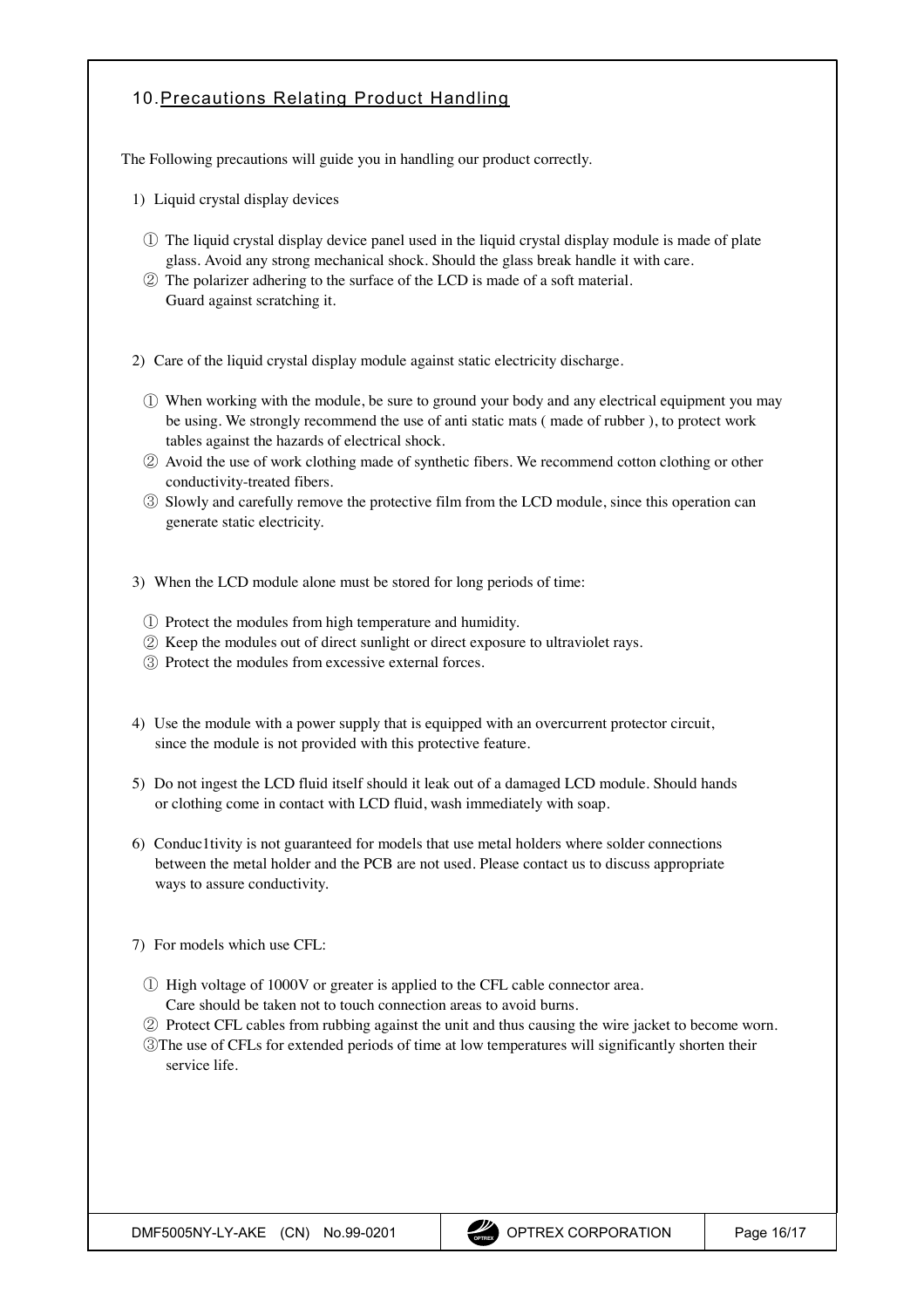## 10. Precautions Relating Product Handling

The Following precautions will guide you in handling our product correctly.

1) Liquid crystal display devices

① The liquid crystal display device panel used in the liquid crystal display module is made of plate glass. Avoid any strong mechanical shock. Should the glass break handle it with care.
② The polarizer adhering to the surface of the LCD is made of a soft material. Guard against scratching it.

2) Care of the liquid crystal display module against static electricity discharge.

① When working with the module, be sure to ground your body and any electrical equipment you may be using. We strongly recommend the use of anti static mats ( made of rubber ), to protect work tables against the hazards of electrical shock.
② Avoid the use of work clothing made of synthetic fibers. We recommend cotton clothing or other conductivity-treated fibers.
③ Slowly and carefully remove the protective film from the LCD module, since this operation can generate static electricity.

3) When the LCD module alone must be stored for long periods of time:

① Protect the modules from high temperature and humidity.
② Keep the modules out of direct sunlight or direct exposure to ultraviolet rays.
③ Protect the modules from excessive external forces.

4) Use the module with a power supply that is equipped with an overcurrent protector circuit, since the module is not provided with this protective feature.

5) Do not ingest the LCD fluid itself should it leak out of a damaged LCD module. Should hands or clothing come in contact with LCD fluid, wash immediately with soap.

6) Conduc1tivity is not guaranteed for models that use metal holders where solder connections between the metal holder and the PCB are not used. Please contact us to discuss appropriate ways to assure conductivity.

7) For models which use CFL:

① High voltage of 1000V or greater is applied to the CFL cable connector area. Care should be taken not to touch connection areas to avoid burns.
② Protect CFL cables from rubbing against the unit and thus causing the wire jacket to become worn.
③The use of CFLs for extended periods of time at low temperatures will significantly shorten their service life.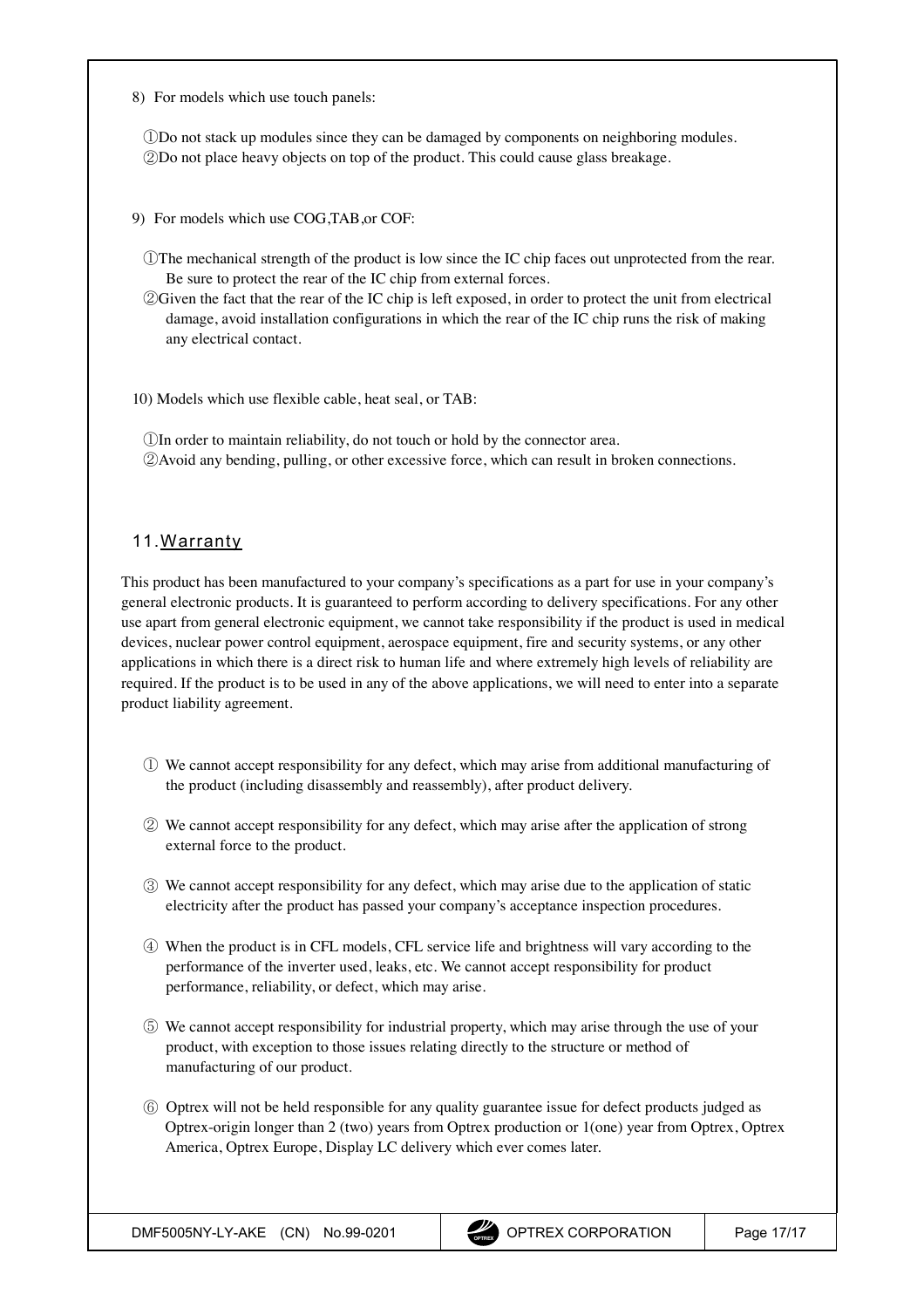8) For models which use touch panels:

①Do not stack up modules since they can be damaged by components on neighboring modules.
②Do not place heavy objects on top of the product. This could cause glass breakage.

9) For models which use COG,TAB,or COF:

①The mechanical strength of the product is low since the IC chip faces out unprotected from the rear. Be sure to protect the rear of the IC chip from external forces.
②Given the fact that the rear of the IC chip is left exposed, in order to protect the unit from electrical damage, avoid installation configurations in which the rear of the IC chip runs the risk of making any electrical contact.

10) Models which use flexible cable, heat seal, or TAB:

①In order to maintain reliability, do not touch or hold by the connector area.
②Avoid any bending, pulling, or other excessive force, which can result in broken connections.

## 11.Warranty

This product has been manufactured to your company's specifications as a part for use in your company's general electronic products. It is guaranteed to perform according to delivery specifications. For any other use apart from general electronic equipment, we cannot take responsibility if the product is used in medical devices, nuclear power control equipment, aerospace equipment, fire and security systems, or any other applications in which there is a direct risk to human life and where extremely high levels of reliability are required. If the product is to be used in any of the above applications, we will need to enter into a separate product liability agreement.

① We cannot accept responsibility for any defect, which may arise from additional manufacturing of the product (including disassembly and reassembly), after product delivery.

② We cannot accept responsibility for any defect, which may arise after the application of strong external force to the product.

③ We cannot accept responsibility for any defect, which may arise due to the application of static electricity after the product has passed your company's acceptance inspection procedures.

④ When the product is in CFL models, CFL service life and brightness will vary according to the performance of the inverter used, leaks, etc. We cannot accept responsibility for product performance, reliability, or defect, which may arise.

⑤ We cannot accept responsibility for industrial property, which may arise through the use of your product, with exception to those issues relating directly to the structure or method of manufacturing of our product.

⑥ Optrex will not be held responsible for any quality guarantee issue for defect products judged as Optrex-origin longer than 2 (two) years from Optrex production or 1(one) year from Optrex, Optrex America, Optrex Europe, Display LC delivery which ever comes later.